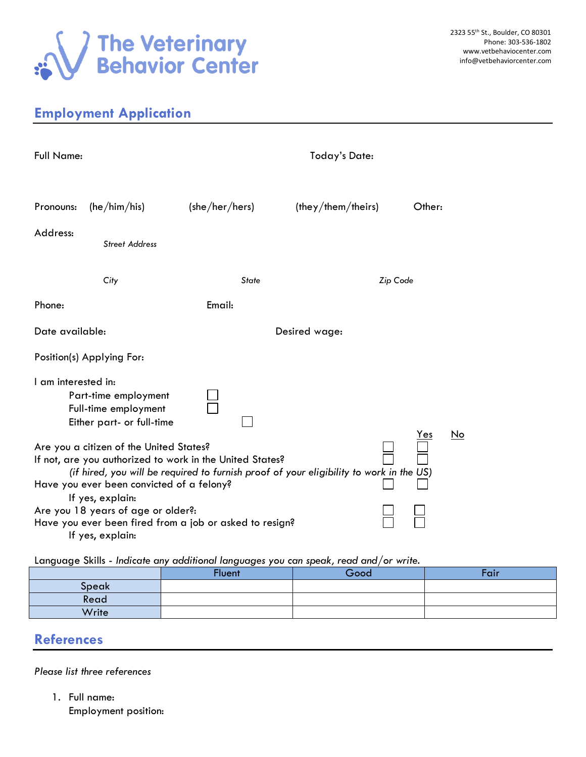# The Veterinary Behavior Center

2323 55th St., Boulder, CO 80301
Phone: 303-536-1802
www.vetbehaviocenter.com
info@vetbehaviorcenter.com

## Employment Application

Full Name: Today's Date:

Pronouns: (he/him/his) (she/her/hers) (they/them/theirs) Other:

Address:

*Street Address*

*City* *State* *Zip Code*

Phone: Email:

Date available: Desired wage:

Position(s) Applying For:

I am interested in:

- Part-time employment ☐
- Full-time employment ☐
- Either part- or full-time ☐

| | Yes | No |
|---|---|---|
| Are you a citizen of the United States? | ☐ | ☐ |
| If not, are you authorized to work in the United States? | ☐ | ☐ |
| *(if hired, you will be required to furnish proof of your eligibility to work in the US)* | | |
| Have you ever been convicted of a felony? | ☐ | ☐ |
| If yes, explain: | | |
| Are you 18 years of age or older?: | ☐ | ☐ |
| Have you ever been fired from a job or asked to resign? | ☐ | ☐ |
| If yes, explain: | | |

Language Skills - *Indicate any additional languages you can speak, read and/or write.*

| | Fluent | Good | Fair |
|---|---|---|---|
| Speak | | | |
| Read | | | |
| Write | | | |

## References

*Please list three references*

1. Full name:
   Employment position: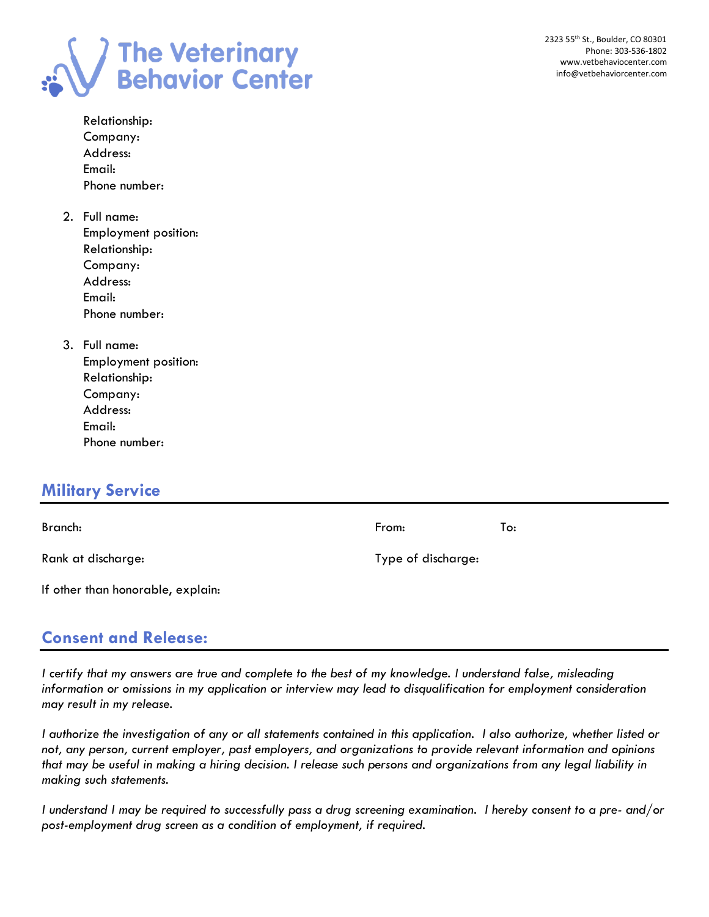Relationship:
Company:
Address:
Email:
Phone number:

2. Full name:
   Employment position:
   Relationship:
   Company:
   Address:
   Email:
   Phone number:

3. Full name:
   Employment position:
   Relationship:
   Company:
   Address:
   Email:
   Phone number:

## Military Service

Branch: From: To:

Rank at discharge: Type of discharge:

If other than honorable, explain:

## Consent and Release:

*I certify that my answers are true and complete to the best of my knowledge. I understand false, misleading information or omissions in my application or interview may lead to disqualification for employment consideration may result in my release.*

*I authorize the investigation of any or all statements contained in this application. I also authorize, whether listed or not, any person, current employer, past employers, and organizations to provide relevant information and opinions that may be useful in making a hiring decision. I release such persons and organizations from any legal liability in making such statements.*

*I understand I may be required to successfully pass a drug screening examination. I hereby consent to a pre- and/or post-employment drug screen as a condition of employment, if required.*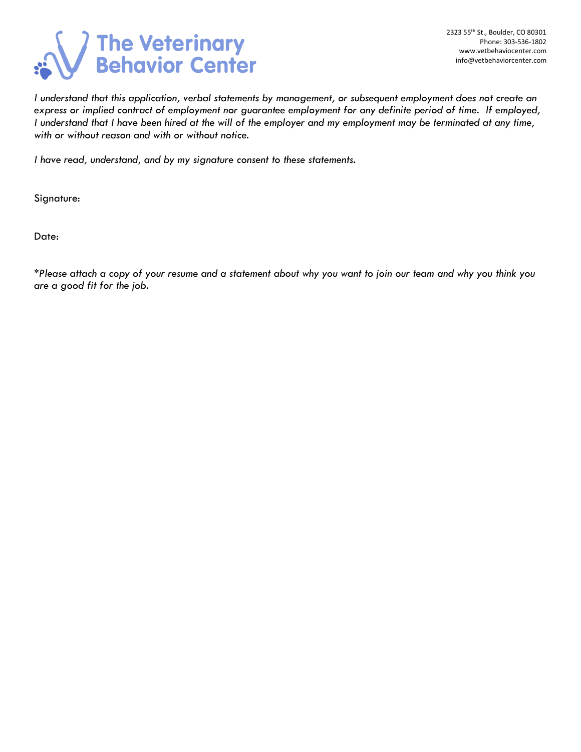The Veterinary Behavior Center

2323 55th St., Boulder, CO 80301
Phone: 303-536-1802
www.vetbehaviocenter.com
info@vetbehaviorcenter.com

*I understand that this application, verbal statements by management, or subsequent employment does not create an express or implied contract of employment nor guarantee employment for any definite period of time. If employed, I understand that I have been hired at the will of the employer and my employment may be terminated at any time, with or without reason and with or without notice.*

*I have read, understand, and by my signature consent to these statements.*

Signature:

Date:

*\*Please attach a copy of your resume and a statement about why you want to join our team and why you think you are a good fit for the job.*